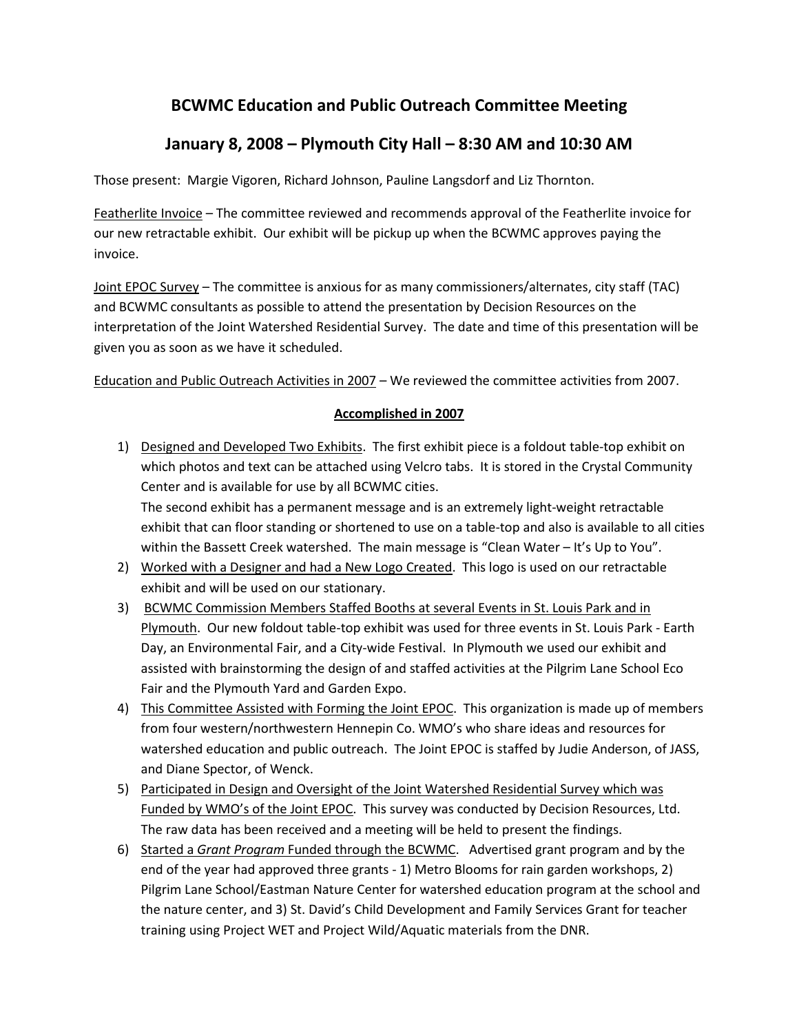# BCWMC Education and Public Outreach Committee Meeting

## January 8, 2008 – Plymouth City Hall – 8:30 AM and 10:30 AM

Those present: Margie Vigoren, Richard Johnson, Pauline Langsdorf and Liz Thornton.

Featherlite Invoice – The committee reviewed and recommends approval of the Featherlite invoice for our new retractable exhibit. Our exhibit will be pickup up when the BCWMC approves paying the invoice.

Joint EPOC Survey – The committee is anxious for as many commissioners/alternates, city staff (TAC) and BCWMC consultants as possible to attend the presentation by Decision Resources on the interpretation of the Joint Watershed Residential Survey. The date and time of this presentation will be given you as soon as we have it scheduled.

Education and Public Outreach Activities in 2007 – We reviewed the committee activities from 2007.

**Accomplished in 2007**

1) Designed and Developed Two Exhibits. The first exhibit piece is a foldout table-top exhibit on which photos and text can be attached using Velcro tabs. It is stored in the Crystal Community Center and is available for use by all BCWMC cities.
   The second exhibit has a permanent message and is an extremely light-weight retractable exhibit that can floor standing or shortened to use on a table-top and also is available to all cities within the Bassett Creek watershed. The main message is "Clean Water – It's Up to You".
2) Worked with a Designer and had a New Logo Created. This logo is used on our retractable exhibit and will be used on our stationary.
3) BCWMC Commission Members Staffed Booths at several Events in St. Louis Park and in Plymouth. Our new foldout table-top exhibit was used for three events in St. Louis Park - Earth Day, an Environmental Fair, and a City-wide Festival. In Plymouth we used our exhibit and assisted with brainstorming the design of and staffed activities at the Pilgrim Lane School Eco Fair and the Plymouth Yard and Garden Expo.
4) This Committee Assisted with Forming the Joint EPOC. This organization is made up of members from four western/northwestern Hennepin Co. WMO's who share ideas and resources for watershed education and public outreach. The Joint EPOC is staffed by Judie Anderson, of JASS, and Diane Spector, of Wenck.
5) Participated in Design and Oversight of the Joint Watershed Residential Survey which was Funded by WMO's of the Joint EPOC. This survey was conducted by Decision Resources, Ltd. The raw data has been received and a meeting will be held to present the findings.
6) Started a *Grant Program* Funded through the BCWMC. Advertised grant program and by the end of the year had approved three grants - 1) Metro Blooms for rain garden workshops, 2) Pilgrim Lane School/Eastman Nature Center for watershed education program at the school and the nature center, and 3) St. David's Child Development and Family Services Grant for teacher training using Project WET and Project Wild/Aquatic materials from the DNR.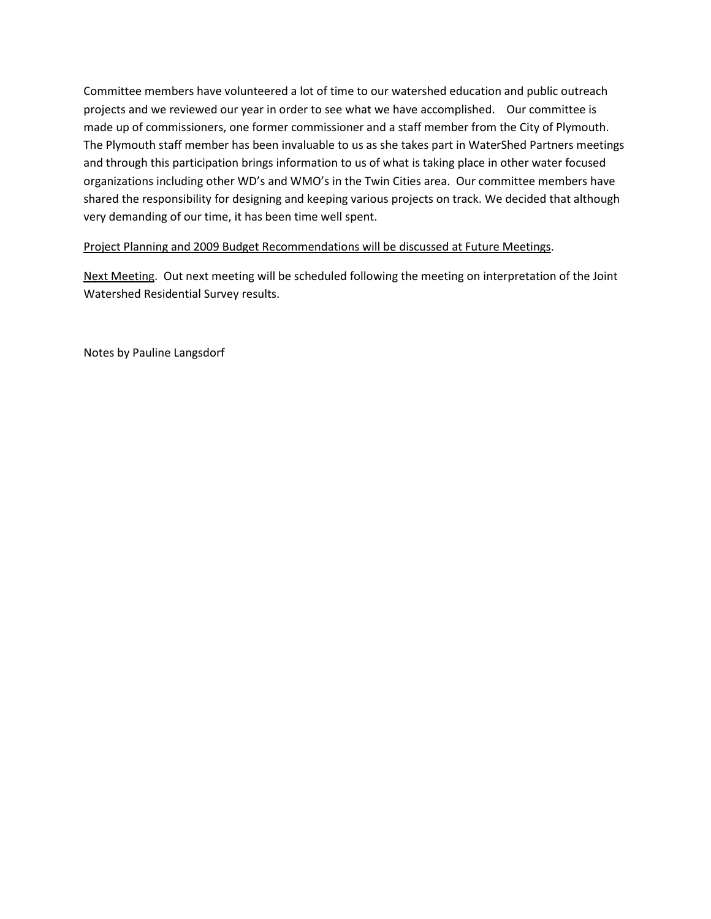Committee members have volunteered a lot of time to our watershed education and public outreach projects and we reviewed our year in order to see what we have accomplished. Our committee is made up of commissioners, one former commissioner and a staff member from the City of Plymouth. The Plymouth staff member has been invaluable to us as she takes part in WaterShed Partners meetings and through this participation brings information to us of what is taking place in other water focused organizations including other WD's and WMO's in the Twin Cities area. Our committee members have shared the responsibility for designing and keeping various projects on track. We decided that although very demanding of our time, it has been time well spent.

<u>Project Planning and 2009 Budget Recommendations will be discussed at Future Meetings</u>.

<u>Next Meeting</u>. Out next meeting will be scheduled following the meeting on interpretation of the Joint Watershed Residential Survey results.

Notes by Pauline Langsdorf